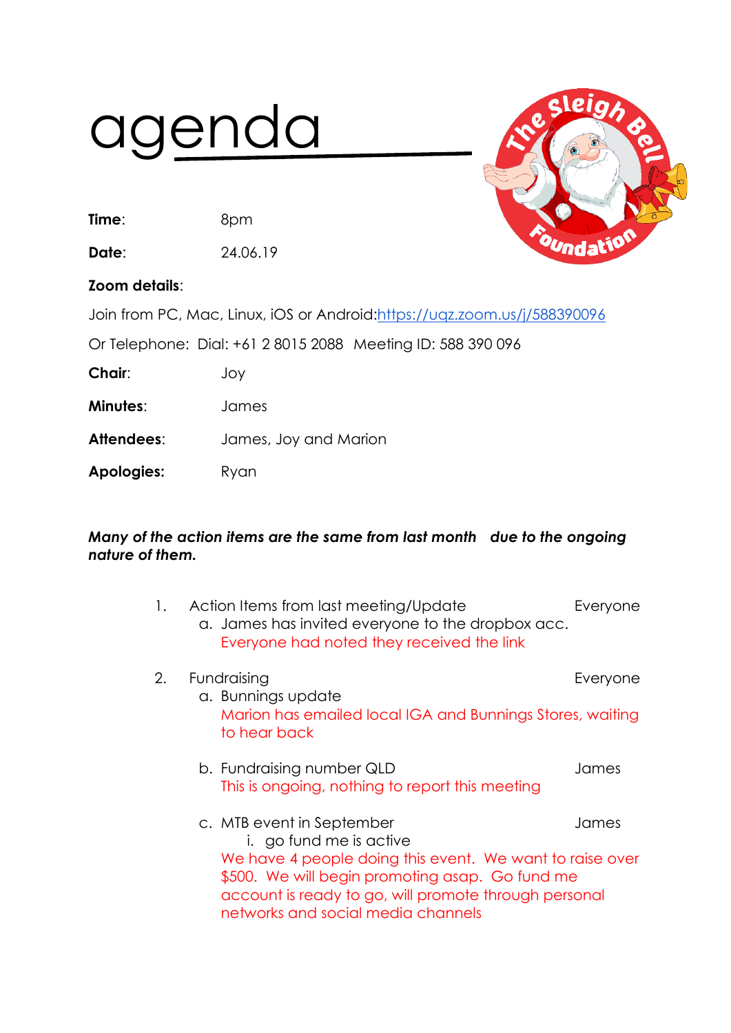# agenda

**Time**: 8pm

**Date**: 24.06.19

**Zoom details**:

Join from PC, Mac, Linux, iOS or Android:https://uqz.zoom.us/j/588390096

Or Telephone: Dial: +61 2 8015 2088 Meeting ID: 588 390 096

**Chair**: Joy

**Minutes**: James

**Attendees**: James, Joy and Marion

**Apologies:** Ryan

***Many of the action items are the same from last month due to the ongoing nature of them.***

1. Action Items from last meeting/Update — Everyone
   a. James has invited everyone to the dropbox acc.
      Everyone had noted they received the link

2. Fundraising — Everyone
   a. Bunnings update
      Marion has emailed local IGA and Bunnings Stores, waiting to hear back

   b. Fundraising number QLD — James
      This is ongoing, nothing to report this meeting

   c. MTB event in September — James
      i. go fund me is active
      We have 4 people doing this event. We want to raise over $500. We will begin promoting asap. Go fund me account is ready to go, will promote through personal networks and social media channels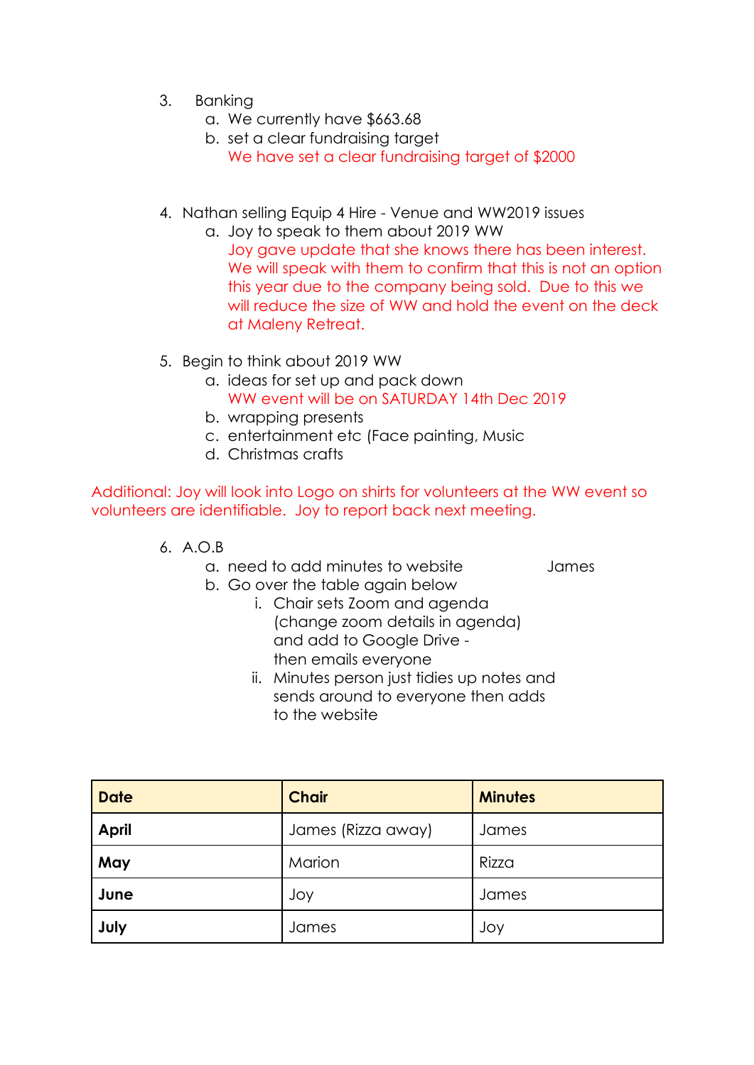3. Banking
    a. We currently have $663.68
    b. set a clear fundraising target
       We have set a clear fundraising target of $2000

4. Nathan selling Equip 4 Hire - Venue and WW2019 issues
    a. Joy to speak to them about 2019 WW
       Joy gave update that she knows there has been interest. We will speak with them to confirm that this is not an option this year due to the company being sold. Due to this we will reduce the size of WW and hold the event on the deck at Maleny Retreat.

5. Begin to think about 2019 WW
    a. ideas for set up and pack down
       WW event will be on SATURDAY 14th Dec 2019
    b. wrapping presents
    c. entertainment etc (Face painting, Music
    d. Christmas crafts

Additional: Joy will look into Logo on shirts for volunteers at the WW event so volunteers are identifiable. Joy to report back next meeting.

6. A.O.B
    a. need to add minutes to website James
    b. Go over the table again below
        i. Chair sets Zoom and agenda (change zoom details in agenda) and add to Google Drive - then emails everyone
        ii. Minutes person just tidies up notes and sends around to everyone then adds to the website

| Date | Chair | Minutes |
|---|---|---|
| **April** | James (Rizza away) | James |
| **May** | Marion | Rizza |
| **June** | Joy | James |
| **July** | James | Joy |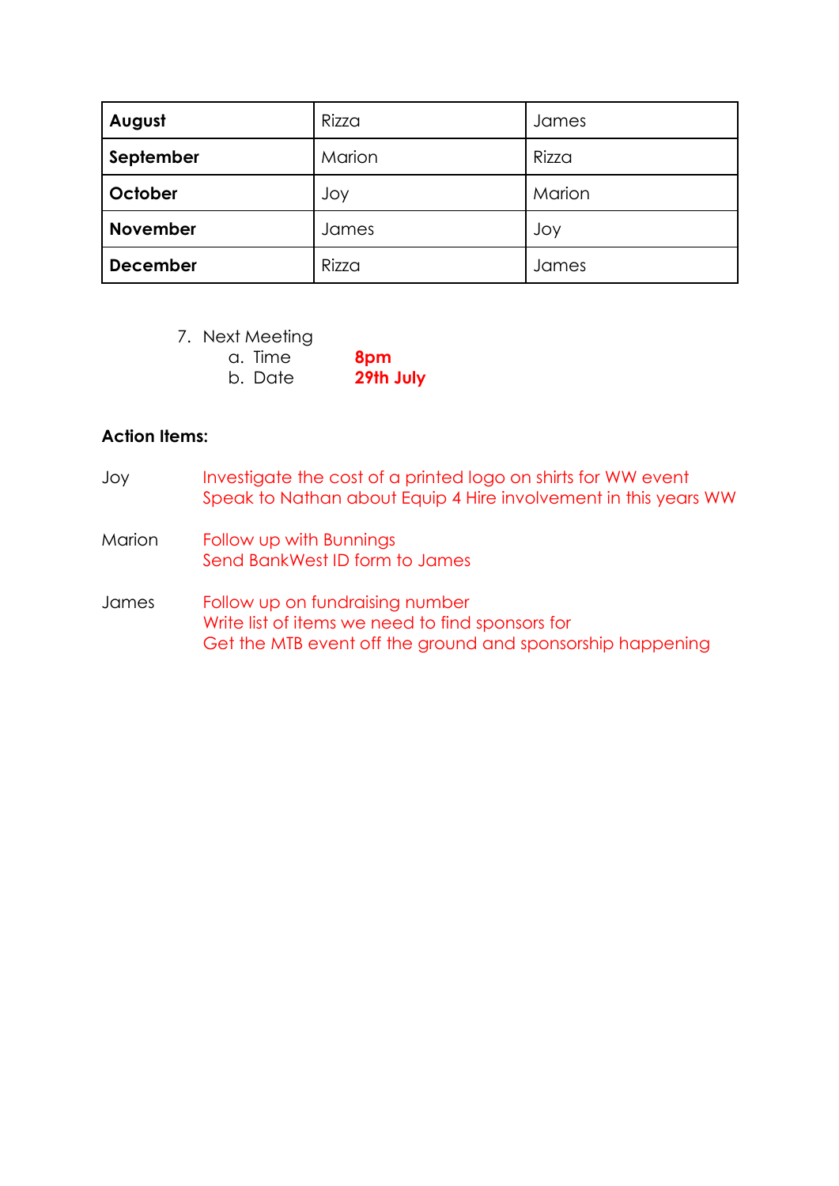| | | |
|---|---|---|
| **August** | Rizza | James |
| **September** | Marion | Rizza |
| **October** | Joy | Marion |
| **November** | James | Joy |
| **December** | Rizza | James |

7. Next Meeting
    a. Time **8pm**
    b. Date **29th July**

**Action Items:**

Joy
- Investigate the cost of a printed logo on shirts for WW event
- Speak to Nathan about Equip 4 Hire involvement in this years WW

Marion
- Follow up with Bunnings
- Send BankWest ID form to James

James
- Follow up on fundraising number
- Write list of items we need to find sponsors for
- Get the MTB event off the ground and sponsorship happening